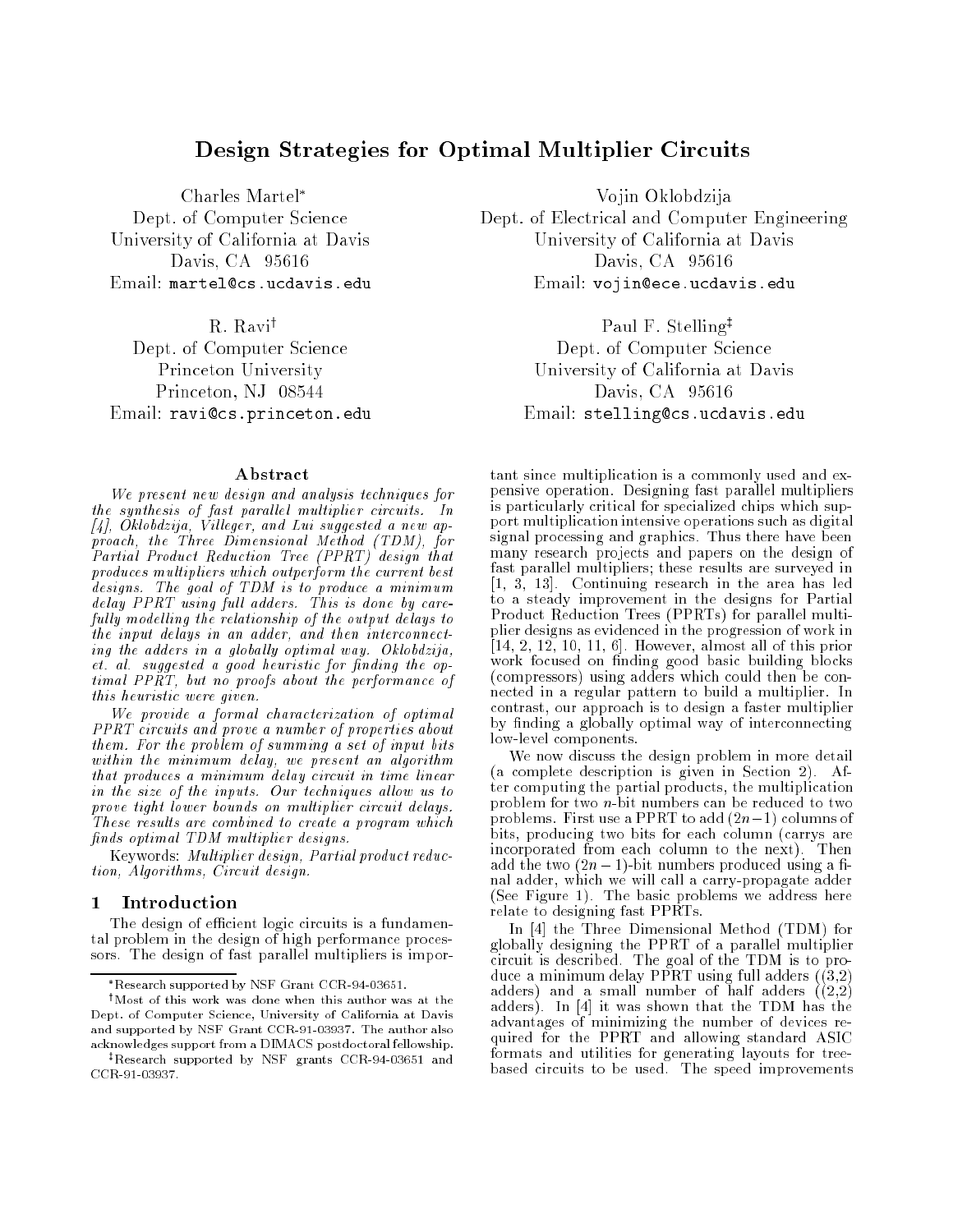# Design Strategies for Optimal Multiplier Circuits

Charles Martel[*]
Dept. of Computer Science
University of California at Davis
Davis, CA 95616
Email: martel@cs.ucdavis.edu

Vojin Oklobdzija
Dept. of Electrical and Computer Engineering
University of California at Davis
Davis, CA 95616
Email: vojin@ece.ucdavis.edu

R. Ravi[†]
Dept. of Computer Science
Princeton University
Princeton, NJ 08544
Email: ravi@cs.princeton.edu

Paul F. Stelling[‡]
Dept. of Computer Science
University of California at Davis
Davis, CA 95616
Email: stelling@cs.ucdavis.edu

## Abstract

*We present new design and analysis techniques for the synthesis of fast parallel multiplier circuits. In [4], Oklobdzija, Villeger, and Lui suggested a new approach, the Three Dimensional Method (TDM), for Partial Product Reduction Tree (PPRT) design that produces multipliers which outperform the current best designs. The goal of TDM is to produce a minimum delay PPRT using full adders. This is done by carefully modelling the relationship of the output delays to the input delays in an adder, and then interconnecting the adders in a globally optimal way. Oklobdzija, et. al. suggested a good heuristic for finding the optimal PPRT, but no proofs about the performance of this heuristic were given.*

*We provide a formal characterization of optimal PPRT circuits and prove a number of properties about them. For the problem of summing a set of input bits within the minimum delay, we present an algorithm that produces a minimum delay circuit in time linear in the size of the inputs. Our techniques allow us to prove tight lower bounds on multiplier circuit delays. These results are combined to create a program which finds optimal TDM multiplier designs.*

Keywords: *Multiplier design, Partial product reduction, Algorithms, Circuit design.*

## 1 Introduction

The design of efficient logic circuits is a fundamental problem in the design of high performance processors. The design of fast parallel multipliers is important since multiplication is a commonly used and expensive operation. Designing fast parallel multipliers is particularly critical for specialized chips which support multiplication intensive operations such as digital signal processing and graphics. Thus there have been many research projects and papers on the design of fast parallel multipliers; these results are surveyed in [1, 3, 13]. Continuing research in the area has led to a steady improvement in the designs for Partial Product Reduction Trees (PPRTs) for parallel multiplier designs as evidenced in the progression of work in [14, 2, 12, 10, 11, 6]. However, almost all of this prior work focused on finding good basic building blocks (compressors) using adders which could then be connected in a regular pattern to build a multiplier. In contrast, our approach is to design a faster multiplier by finding a globally optimal way of interconnecting low-level components.

We now discuss the design problem in more detail (a complete description is given in Section 2). After computing the partial products, the multiplication problem for two $n$-bit numbers can be reduced to two problems. First use a PPRT to add $(2n-1)$ columns of bits, producing two bits for each column (carrys are incorporated from each column to the next). Then add the two $(2n-1)$-bit numbers produced using a final adder, which we will call a carry-propagate adder (See Figure 1). The basic problems we address here relate to designing fast PPRTs.

In [4] the Three Dimensional Method (TDM) for globally designing the PPRT of a parallel multiplier circuit is described. The goal of the TDM is to produce a minimum delay PPRT using full adders ((3,2) adders) and a small number of half adders ((2,2) adders). In [4] it was shown that the TDM has the advantages of minimizing the number of devices required for the PPRT and allowing standard ASIC formats and utilities for generating layouts for tree-based circuits to be used. The speed improvements

[*] Research supported by NSF Grant CCR-94-03651.

[†] Most of this work was done when this author was at the Dept. of Computer Science, University of California at Davis and supported by NSF Grant CCR-91-03937. The author also acknowledges support from a DIMACS postdoctoral fellowship.

[‡] Research supported by NSF grants CCR-94-03651 and CCR-91-03937.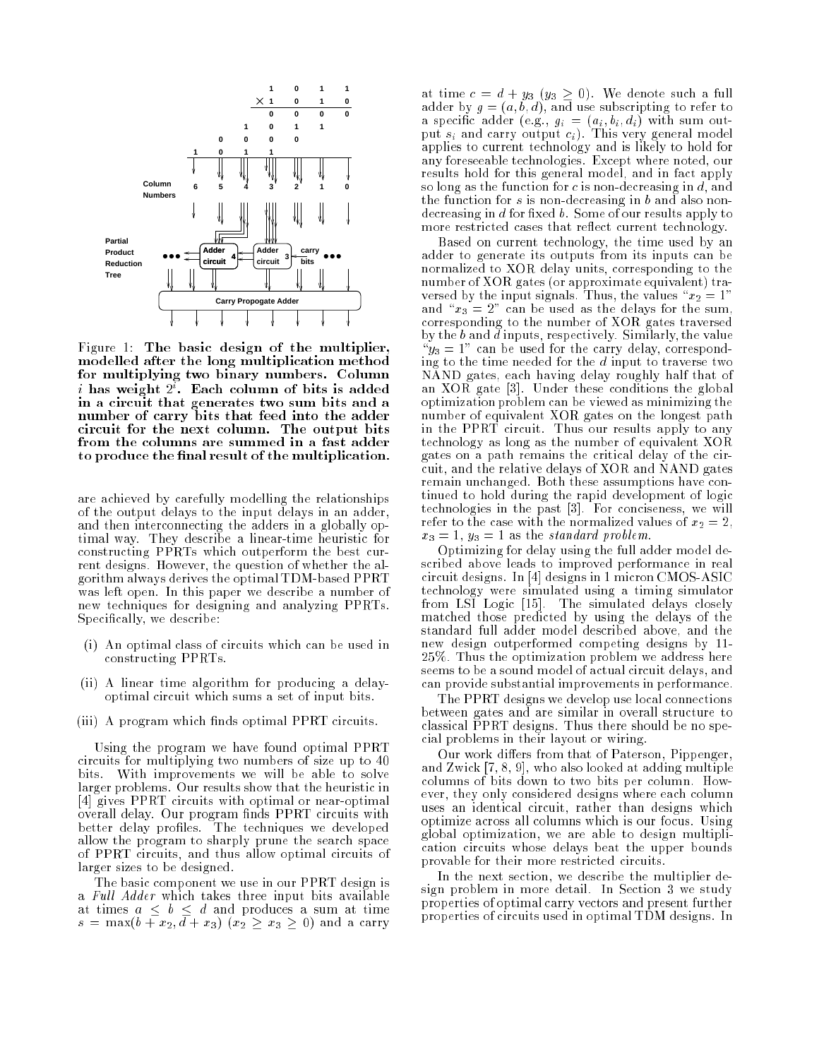Figure 1: **The basic design of the multiplier, modelled after the long multiplication method for multiplying two binary numbers. Column $i$ has weight $2^i$. Each column of bits is added in a circuit that generates two sum bits and a number of carry bits that feed into the adder circuit for the next column. The output bits from the columns are summed in a fast adder to produce the final result of the multiplication.**

are achieved by carefully modelling the relationships of the output delays to the input delays in an adder, and then interconnecting the adders in a globally optimal way. They describe a linear-time heuristic for constructing PPRTs which outperform the best current designs. However, the question of whether the algorithm always derives the optimal TDM-based PPRT was left open. In this paper we describe a number of new techniques for designing and analyzing PPRTs. Specifically, we describe:

(i) An optimal class of circuits which can be used in constructing PPRTs.

(ii) A linear time algorithm for producing a delay-optimal circuit which sums a set of input bits.

(iii) A program which finds optimal PPRT circuits.

Using the program we have found optimal PPRT circuits for multiplying two numbers of size up to 40 bits. With improvements we will be able to solve larger problems. Our results show that the heuristic in [4] gives PPRT circuits with optimal or near-optimal overall delay. Our program finds PPRT circuits with better delay profiles. The techniques we developed allow the program to sharply prune the search space of PPRT circuits, and thus allow optimal circuits of larger sizes to be designed.

The basic component we use in our PPRT design is a *Full Adder* which takes three input bits available at times $a \leq b \leq d$ and produces a sum at time $s = \max(b + x_2, d + x_3)$ $(x_2 \geq x_3 \geq 0)$ and a carry at time $c = d + y_3$ $(y_3 \geq 0)$. We denote such a full adder by $g = (a, b, d)$, and use subscripting to refer to a specific adder (e.g., $g_i = (a_i, b_i, d_i)$ with sum output $s_i$ and carry output $c_i$). This very general model applies to current technology and is likely to hold for any foreseeable technologies. Except where noted, our results hold for this general model, and in fact apply so long as the function for $c$ is non-decreasing in $d$, and the function for $s$ is non-decreasing in $b$ and also non-decreasing in $d$ for fixed $b$. Some of our results apply to more restricted cases that reflect current technology.

Based on current technology, the time used by an adder to generate its outputs from its inputs can be normalized to XOR delay units, corresponding to the number of XOR gates (or approximate equivalent) traversed by the input signals. Thus, the values "$x_2 = 1$" and "$x_3 = 2$" can be used as the delays for the sum, corresponding to the number of XOR gates traversed by the $b$ and $d$ inputs, respectively. Similarly, the value "$y_3 = 1$" can be used for the carry delay, corresponding to the time needed for the $d$ input to traverse two NAND gates, each having delay roughly half that of an XOR gate [3]. Under these conditions the global optimization problem can be viewed as minimizing the number of equivalent XOR gates on the longest path in the PPRT circuit. Thus our results apply to any technology as long as the number of equivalent XOR gates on a path remains the critical delay of the circuit, and the relative delays of XOR and NAND gates remain unchanged. Both these assumptions have continued to hold during the rapid development of logic technologies in the past [3]. For conciseness, we will refer to the case with the normalized values of $x_2 = 2$, $x_3 = 1$, $y_3 = 1$ as the *standard problem*.

Optimizing for delay using the full adder model described above leads to improved performance in real circuit designs. In [4] designs in 1 micron CMOS-ASIC technology were simulated using a timing simulator from LSI Logic [15]. The simulated delays closely matched those predicted by using the delays of the standard full adder model described above, and the new design outperformed competing designs by 11-25%. Thus the optimization problem we address here seems to be a sound model of actual circuit delays, and can provide substantial improvements in performance.

The PPRT designs we develop use local connections between gates and are similar in overall structure to classical PPRT designs. Thus there should be no special problems in their layout or wiring.

Our work differs from that of Paterson, Pippenger, and Zwick [7, 8, 9], who also looked at adding multiple columns of bits down to two bits per column. However, they only considered designs where each column uses an identical circuit, rather than designs which optimize across all columns which is our focus. Using global optimization, we are able to design multiplication circuits whose delays beat the upper bounds provable for their more restricted circuits.

In the next section, we describe the multiplier design problem in more detail. In Section 3 we study properties of optimal carry vectors and present further properties of circuits used in optimal TDM designs. In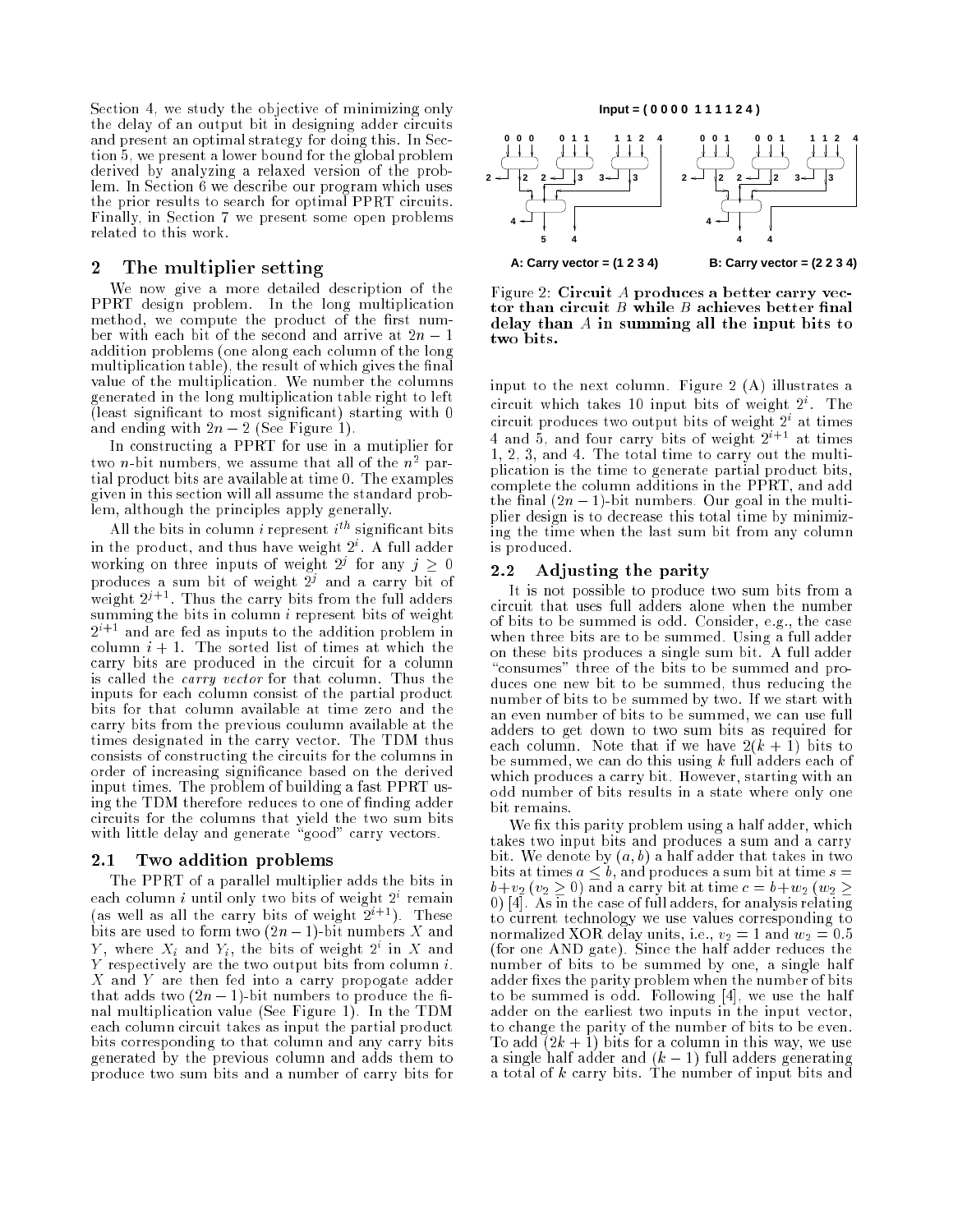Section 4, we study the objective of minimizing only the delay of an output bit in designing adder circuits and present an optimal strategy for doing this. In Section 5, we present a lower bound for the global problem derived by analyzing a relaxed version of the problem. In Section 6 we describe our program which uses the prior results to search for optimal PPRT circuits. Finally, in Section 7 we present some open problems related to this work.

## 2 The multiplier setting

We now give a more detailed description of the PPRT design problem. In the long multiplication method, we compute the product of the first number with each bit of the second and arrive at $2n-1$ addition problems (one along each column of the long multiplication table), the result of which gives the final value of the multiplication. We number the columns generated in the long multiplication table right to left (least significant to most significant) starting with 0 and ending with $2n-2$ (See Figure 1).

In constructing a PPRT for use in a mutiplier for two $n$-bit numbers, we assume that all of the $n^2$ partial product bits are available at time 0. The examples given in this section will all assume the standard problem, although the principles apply generally.

All the bits in column $i$ represent $i^{th}$ significant bits in the product, and thus have weight $2^i$. A full adder working on three inputs of weight $2^j$ for any $j \geq 0$ produces a sum bit of weight $2^j$ and a carry bit of weight $2^{j+1}$. Thus the carry bits from the full adders summing the bits in column $i$ represent bits of weight $2^{i+1}$ and are fed as inputs to the addition problem in column $i+1$. The sorted list of times at which the carry bits are produced in the circuit for a column is called the *carry vector* for that column. Thus the inputs for each column consist of the partial product bits for that column available at time zero and the carry bits from the previous coulumn available at the times designated in the carry vector. The TDM thus consists of constructing the circuits for the columns in order of increasing significance based on the derived input times. The problem of building a fast PPRT using the TDM therefore reduces to one of finding adder circuits for the columns that yield the two sum bits with little delay and generate "good" carry vectors.

### 2.1 Two addition problems

The PPRT of a parallel multiplier adds the bits in each column $i$ until only two bits of weight $2^i$ remain (as well as all the carry bits of weight $2^{i+1}$). These bits are used to form two $(2n-1)$-bit numbers $X$ and $Y$, where $X_i$ and $Y_i$, the bits of weight $2^i$ in $X$ and $Y$ respectively are the two output bits from column $i$. $X$ and $Y$ are then fed into a carry propogate adder that adds two $(2n-1)$-bit numbers to produce the final multiplication value (See Figure 1). In the TDM each column circuit takes as input the partial product bits corresponding to that column and any carry bits generated by the previous column and adds them to produce two sum bits and a number of carry bits for input to the next column. Figure 2 (A) illustrates a circuit which takes 10 input bits of weight $2^i$. The circuit produces two output bits of weight $2^i$ at times 4 and 5, and four carry bits of weight $2^{i+1}$ at times 1, 2, 3, and 4. The total time to carry out the multiplication is the time to generate partial product bits, complete the column additions in the PPRT, and add the final $(2n-1)$-bit numbers. Our goal in the multiplier design is to decrease this total time by minimizing the time when the last sum bit from any column is produced.

Input = ( 0 0 0 0 1 1 1 1 2 4 )

A: Carry vector = (1 2 3 4) B: Carry vector = (2 2 3 4)

Figure 2: **Circuit $A$ produces a better carry vector than circuit $B$ while $B$ achieves better final delay than $A$ in summing all the input bits to two bits.**

### 2.2 Adjusting the parity

It is not possible to produce two sum bits from a circuit that uses full adders alone when the number of bits to be summed is odd. Consider, e.g., the case when three bits are to be summed. Using a full adder on these bits produces a single sum bit. A full adder "consumes" three of the bits to be summed and produces one new bit to be summed, thus reducing the number of bits to be summed by two. If we start with an even number of bits to be summed, we can use full adders to get down to two sum bits as required for each column. Note that if we have $2(k+1)$ bits to be summed, we can do this using $k$ full adders each of which produces a carry bit. However, starting with an odd number of bits results in a state where only one bit remains.

We fix this parity problem using a half adder, which takes two input bits and produces a sum and a carry bit. We denote by $(a, b)$ a half adder that takes in two bits at times $a \leq b$, and produces a sum bit at time $s = b + v_2$ ($v_2 \geq 0$) and a carry bit at time $c = b + w_2$ ($w_2 \geq 0$) [4]. As in the case of full adders, for analysis relating to current technology we use values corresponding to normalized XOR delay units, i.e., $v_2 = 1$ and $w_2 = 0.5$ (for one AND gate). Since the half adder reduces the number of bits to be summed by one, a single half adder fixes the parity problem when the number of bits to be summed is odd. Following [4], we use the half adder on the earliest two inputs in the input vector, to change the parity of the number of bits to be even. To add $(2k+1)$ bits for a column in this way, we use a single half adder and $(k-1)$ full adders generating a total of $k$ carry bits. The number of input bits and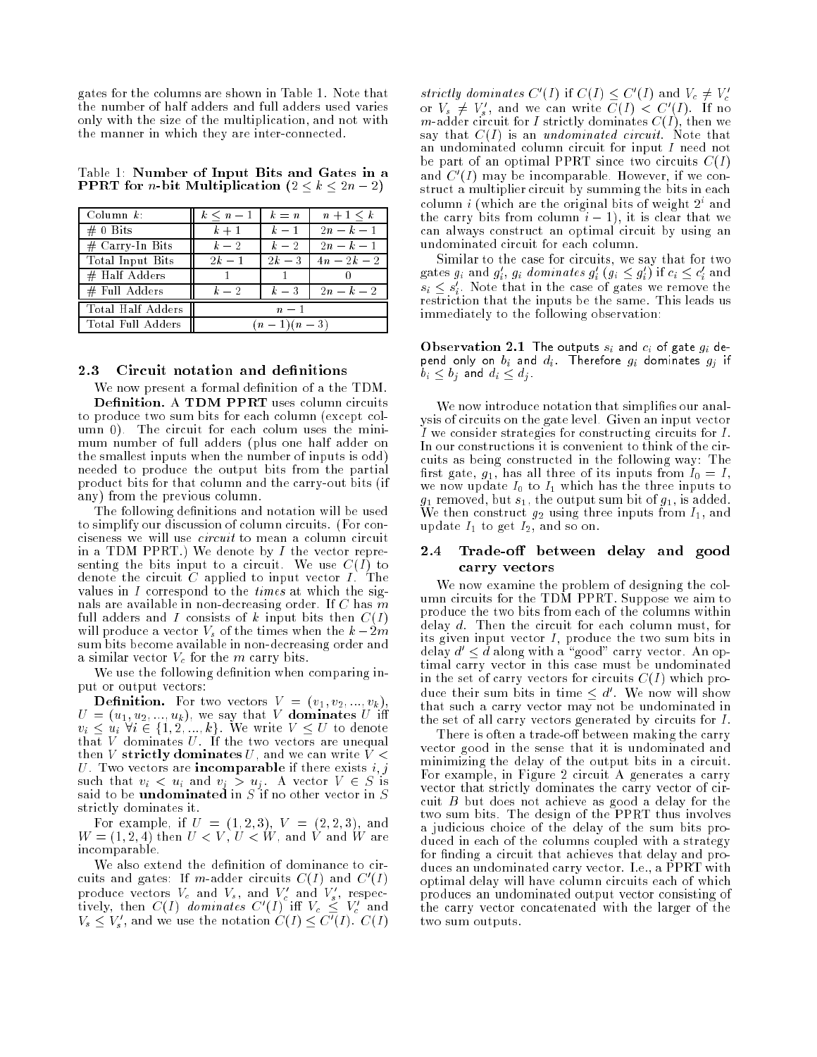gates for the columns are shown in Table 1. Note that the number of half adders and full adders used varies only with the size of the multiplication, and not with the manner in which they are inter-connected.

Table 1: **Number of Input Bits and Gates in a PPRT for $n$-bit Multiplication ($2 \leq k \leq 2n-2$)**

| Column $k$: | $k \leq n-1$ | $k = n$ | $n+1 \leq k$ |
| --- | --- | --- | --- |
| # 0 Bits | $k+1$ | $k-1$ | $2n-k-1$ |
| # Carry-In Bits | $k-2$ | $k-2$ | $2n-k-1$ |
| Total Input Bits | $2k-1$ | $2k-3$ | $4n-2k-2$ |
| # Half Adders | 1 | 1 | 0 |
| # Full Adders | $k-2$ | $k-3$ | $2n-k-2$ |
| Total Half Adders | $n-1$ | | |
| Total Full Adders | $(n-1)(n-3)$ | | |

### 2.3 Circuit notation and definitions

We now present a formal definition of a the TDM.

**Definition. A TDM PPRT** uses column circuits to produce two sum bits for each column (except column 0). The circuit for each colum uses the minimum number of full adders (plus one half adder on the smallest inputs when the number of inputs is odd) needed to produce the output bits from the partial product bits for that column and the carry-out bits (if any) from the previous column.

The following definitions and notation will be used to simplify our discussion of column circuits. (For conciseness we will use *circuit* to mean a column circuit in a TDM PPRT.) We denote by $I$ the vector representing the bits input to a circuit. We use $C(I)$ to denote the circuit $C$ applied to input vector $I$. The values in $I$ correspond to the *times* at which the signals are available in non-decreasing order. If $C$ has $m$ full adders and $I$ consists of $k$ input bits then $C(I)$ will produce a vector $V_s$ of the times when the $k-2m$ sum bits become available in non-decreasing order and a similar vector $V_c$ for the $m$ carry bits.

We use the following definition when comparing input or output vectors:

**Definition.** For two vectors $V = (v_1, v_2, ..., v_k)$, $U = (u_1, u_2, ..., u_k)$, we say that $V$ **dominates** $U$ iff $v_i \leq u_i \; \forall i \in \{1, 2, ..., k\}$. We write $V \leq U$ to denote that $V$ dominates $U$. If the two vectors are unequal then $V$ **strictly dominates** $U$, and we can write $V < U$. Two vectors are **incomparable** if there exists $i, j$ such that $v_i < u_i$ and $v_j > u_j$. A vector $V \in S$ is said to be **undominated** in $S$ if no other vector in $S$ strictly dominates it.

For example, if $U = (1, 2, 3)$, $V = (2, 2, 3)$, and $W = (1, 2, 4)$ then $U < V$, $U < W$, and $V$ and $W$ are incomparable.

We also extend the definition of dominance to circuits and gates: If $m$-adder circuits $C(I)$ and $C'(I)$ produce vectors $V_c$ and $V_s$, and $V'_c$ and $V'_s$, respectively, then $C(I)$ *dominates* $C'(I)$ iff $V_c \leq V'_c$ and $V_s \leq V'_s$, and we use the notation $C(I) \leq C'(I)$. $C(I)$ *strictly dominates* $C'(I)$ if $C(I) \leq C'(I)$ and $V_c \neq V'_c$ or $V_s \neq V'_s$, and we can write $C(I) < C'(I)$. If no $m$-adder circuit for $I$ strictly dominates $C(I)$, then we say that $C(I)$ is an *undominated circuit*. Note that an undominated column circuit for input $I$ need not be part of an optimal PPRT since two circuits $C(I)$ and $C'(I)$ may be incomparable. However, if we construct a multiplier circuit by summing the bits in each column $i$ (which are the original bits of weight $2^i$ and the carry bits from column $i-1$), it is clear that we can always construct an optimal circuit by using an undominated circuit for each column.

Similar to the case for circuits, we say that for two gates $g_i$ and $g'_i$, $g_i$ *dominates* $g'_i$ ($g_i \leq g'_i$) if $c_i \leq c'_i$ and $s_i \leq s'_i$. Note that in the case of gates we remove the restriction that the inputs be the same. This leads us immediately to the following observation:

**Observation 2.1** The outputs $s_i$ and $c_i$ of gate $g_i$ depend only on $b_i$ and $d_i$. Therefore $g_i$ dominates $g_j$ if $b_i \leq b_j$ and $d_i \leq d_j$.

We now introduce notation that simplifies our analysis of circuits on the gate level. Given an input vector $I$ we consider strategies for constructing circuits for $I$. In our constructions it is convenient to think of the circuits as being constructed in the following way: The first gate, $g_1$, has all three of its inputs from $I_0 = I$, we now update $I_0$ to $I_1$ which has the three inputs to $g_1$ removed, but $s_1$, the output sum bit of $g_1$, is added. We then construct $g_2$ using three inputs from $I_1$, and update $I_1$ to get $I_2$, and so on.

### 2.4 Trade-off between delay and good carry vectors

We now examine the problem of designing the column circuits for the TDM PPRT. Suppose we aim to produce the two bits from each of the columns within delay $d$. Then the circuit for each column must, for its given input vector $I$, produce the two sum bits in delay $d' \leq d$ along with a "good" carry vector. An optimal carry vector in this case must be undominated in the set of carry vectors for circuits $C(I)$ which produce their sum bits in time $\leq d'$. We now will show that such a carry vector may not be undominated in the set of all carry vectors generated by circuits for $I$.

There is often a trade-off between making the carry vector good in the sense that it is undominated and minimizing the delay of the output bits in a circuit. For example, in Figure 2 circuit A generates a carry vector that strictly dominates the carry vector of circuit B but does not achieve as good a delay for the two sum bits. The design of the PPRT thus involves a judicious choice of the delay of the sum bits produced in each of the columns coupled with a strategy for finding a circuit that achieves that delay and produces an undominated carry vector. I.e., a PPRT with optimal delay will have column circuits each of which produces an undominated output vector consisting of the carry vector concatenated with the larger of the two sum outputs.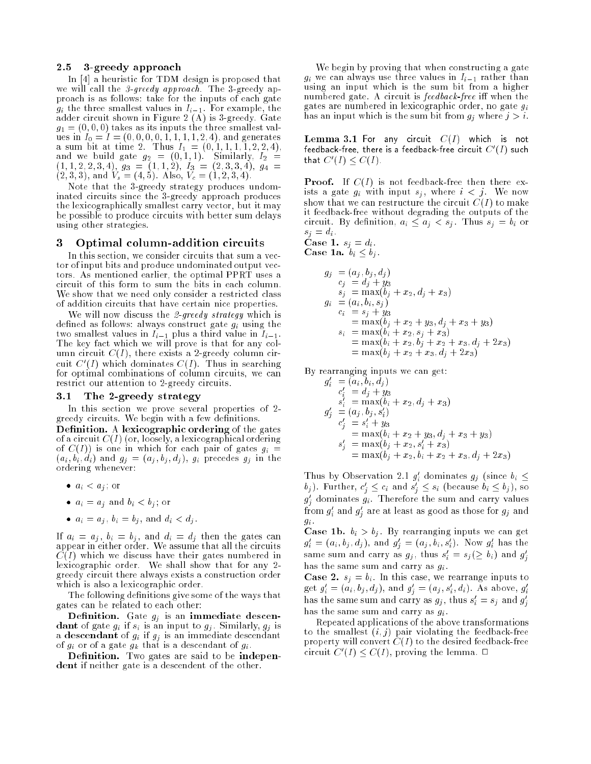### 2.5 3-greedy approach

In [4] a heuristic for TDM design is proposed that we will call the *3-greedy approach*. The 3-greedy approach is as follows: take for the inputs of each gate $g_i$ the three smallest values in $I_{i-1}$. For example, the adder circuit shown in Figure 2 (A) is 3-greedy. Gate $g_1 = (0,0,0)$ takes as its inputs the three smallest values in $I_0 = I = (0,0,0,0,1,1,1,1,2,4)$, and generates a sum bit at time 2. Thus $I_1 = (0,1,1,1,1,2,2,4)$, and we build gate $g_2 = (0,1,1)$. Similarly, $I_2 = (1,1,2,2,3,4)$, $g_3 = (1,1,2)$, $I_3 = (2,3,3,4)$, $g_4 = (2,3,3)$, and $V_s = (4,5)$. Also, $V_c = (1,2,3,4)$.

Note that the 3-greedy strategy produces undominated circuits since the 3-greedy approach produces the lexicographically smallest carry vector, but it may be possible to produce circuits with better sum delays using other strategies.

## 3 Optimal column-addition circuits

In this section, we consider circuits that sum a vector of input bits and produce undominated output vectors. As mentioned earlier, the optimal PPRT uses a circuit of this form to sum the bits in each column. We show that we need only consider a restricted class of addition circuits that have certain nice properties.

We will now discuss the *2-greedy strategy* which is defined as follows: always construct gate $g_i$ using the two smallest values in $I_{i-1}$ plus a third value in $I_{i-1}$. The key fact which we will prove is that for any column circuit $C(I)$, there exists a 2-greedy column circuit $C'(I)$ which dominates $C(I)$. Thus in searching for optimal combinations of column circuits, we can restrict our attention to 2-greedy circuits.

### 3.1 The 2-greedy strategy

In this section we prove several properties of 2-greedy circuits. We begin with a few definitions.

**Definition.** A **lexicographic ordering** of the gates of a circuit $C(I)$ (or, loosely, a lexicographical ordering of $C(I)$) is one in which for each pair of gates $g_i = (a_i, b_i, d_i)$ and $g_j = (a_j, b_j, d_j)$, $g_i$ precedes $g_j$ in the ordering whenever:

- $a_i < a_j$; or
- $a_i = a_j$ and $b_i < b_j$; or
- $a_i = a_j$, $b_i = b_j$, and $d_i < d_j$.

If $a_i = a_j$, $b_i = b_j$, and $d_i = d_j$ then the gates can appear in either order. We assume that all the circuits $C(I)$ which we discuss have their gates numbered in lexicographic order. We shall show that for any 2-greedy circuit there always exists a construction order which is also a lexicographic order.

The following definitions give some of the ways that gates can be related to each other:

**Definition.** Gate $g_j$ is an **immediate descendant** of gate $g_i$ if $s_i$ is an input to $g_j$. Similarly, $g_j$ is a **descendant** of $g_i$ if $g_j$ is an immediate descendant of $g_i$ or of a gate $g_k$ that is a descendant of $g_i$.

**Definition.** Two gates are said to be **independent** if neither gate is a descendent of the other.

We begin by proving that when constructing a gate $g_i$ we can always use three values in $I_{i-1}$ rather than using an input which is the sum bit from a higher numbered gate. A circuit is *feedback-free* iff when the gates are numbered in lexicographic order, no gate $g_i$ has an input which is the sum bit from $g_j$ where $j > i$.

**Lemma 3.1** For any circuit $C(I)$ which is not feedback-free, there is a feedback-free circuit $C'(I)$ such that $C'(I) \leq C(I)$.

**Proof.** If $C(I)$ is not feedback-free then there exists a gate $g_i$ with input $s_j$, where $i < j$. We now show that we can restructure the circuit $C(I)$ to make it feedback-free without degrading the outputs of the circuit. By definition, $a_i \leq a_j < s_j$. Thus $s_j = b_i$ or $s_j = d_i$.

**Case 1.** $s_j = d_i$.
**Case 1a.** $b_i \leq b_j$.

$$
\begin{aligned}
g_j &= (a_j, b_j, d_j) \\
c_j &= d_j + y_3 \\
s_j &= \max(b_j + x_2, d_j + x_3) \\
g_i &= (a_i, b_i, s_j) \\
c_i &= s_j + y_3 \\
&= \max(b_j + x_2 + y_3, d_j + x_3 + y_3) \\
s_i &= \max(b_i + x_2, s_j + x_3) \\
&= \max(b_i + x_2, b_j + x_2 + x_3, d_j + 2x_3) \\
&= \max(b_j + x_2 + x_3, d_j + 2x_3)
\end{aligned}
$$

By rearranging inputs we can get:

$$
\begin{aligned}
g'_i &= (a_i, b_i, d_j) \\
c'_i &= d_j + y_3 \\
s'_i &= \max(b_i + x_2, d_j + x_3) \\
g'_j &= (a_j, b_j, s'_i) \\
c'_j &= s'_i + y_3 \\
&= \max(b_i + x_2 + y_3, d_j + x_3 + y_3) \\
s'_j &= \max(b_j + x_2, s'_i + x_3) \\
&= \max(b_j + x_2, b_i + x_2 + x_3, d_j + 2x_3)
\end{aligned}
$$

Thus by Observation 2.1 $g'_i$ dominates $g_j$ (since $b_i \leq b_j$). Further, $c'_j \leq c_i$ and $s'_j \leq s_i$ (because $b_i \leq b_j$), so $g'_j$ dominates $g_i$. Therefore the sum and carry values from $g'_i$ and $g'_j$ are at least as good as those for $g_j$ and $g_i$.

**Case 1b.** $b_i > b_j$. By rearranging inputs we can get $g'_i = (a_i, b_j, d_j)$, and $g'_j = (a_j, b_i, s'_i)$. Now $g'_i$ has the same sum and carry as $g_j$, thus $s'_i = s_j (\geq b_i)$ and $g'_j$ has the same sum and carry as $g_i$.

**Case 2.** $s_j = b_i$. In this case, we rearrange inputs to get $g'_i = (a_i, b_j, d_j)$, and $g'_j = (a_j, s'_i, d_i)$. As above, $g'_i$ has the same sum and carry as $g_j$, thus $s'_i = s_j$ and $g'_j$ has the same sum and carry as $g_i$.

Repeated applications of the above transformations to the smallest $(i, j)$ pair violating the feedback-free property will convert $C(I)$ to the desired feedback-free circuit $C'(I) \leq C(I)$, proving the lemma. □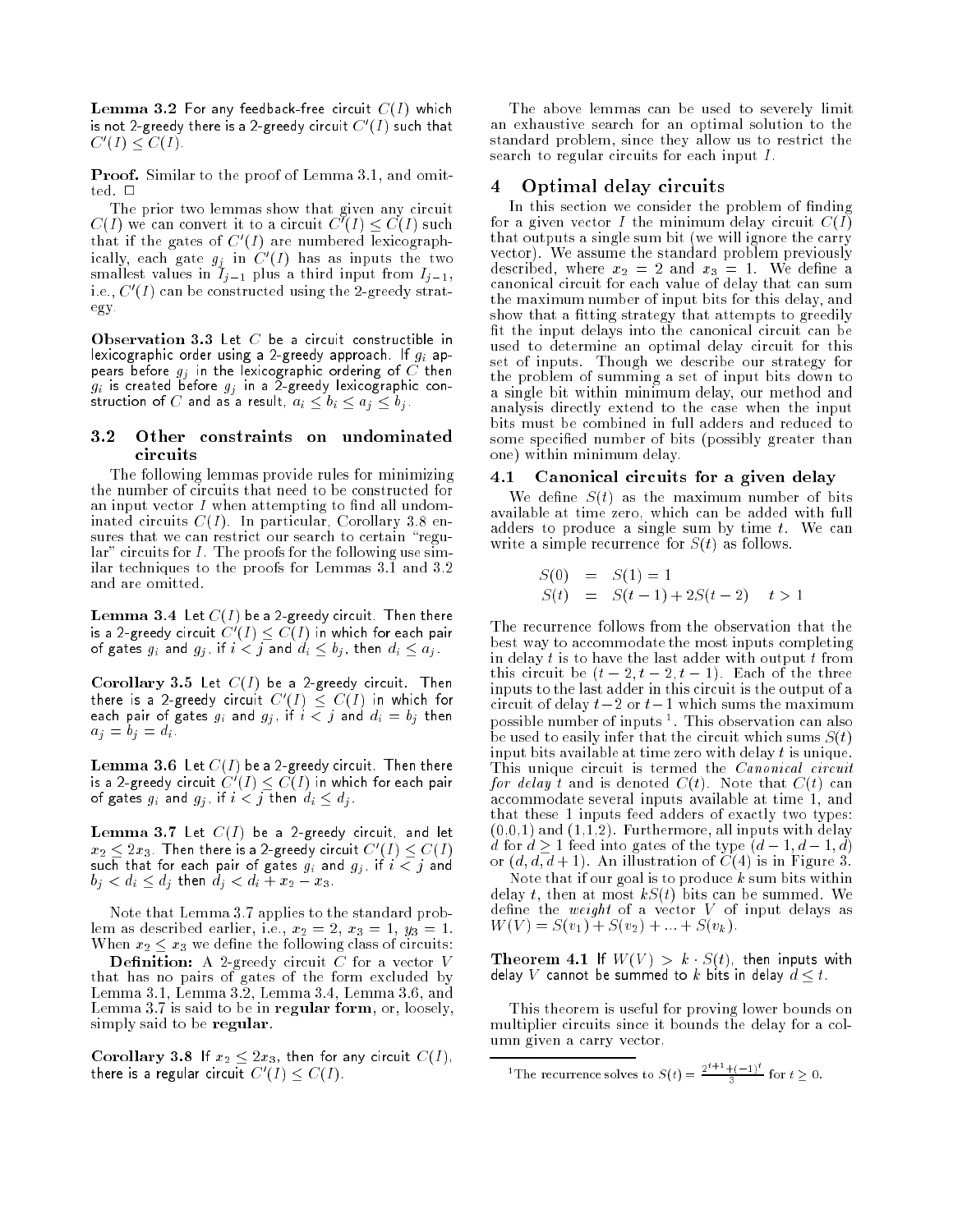**Lemma 3.2** For any feedback-free circuit $C(I)$ which is not 2-greedy there is a 2-greedy circuit $C'(I)$ such that $C'(I) \leq C(I)$.

**Proof.** Similar to the proof of Lemma 3.1, and omitted. □

The prior two lemmas show that given any circuit $C(I)$ we can convert it to a circuit $C'(I) \leq C(I)$ such that if the gates of $C'(I)$ are numbered lexicographically, each gate $g_j$ in $C'(I)$ has as inputs the two smallest values in $I_{j-1}$ plus a third input from $I_{j-1}$, i.e., $C'(I)$ can be constructed using the 2-greedy strategy.

**Observation 3.3** Let $C$ be a circuit constructible in lexicographic order using a 2-greedy approach. If $g_i$ appears before $g_j$ in the lexicographic ordering of $C$ then $g_i$ is created before $g_j$ in a 2-greedy lexicographic construction of $C$ and as a result, $a_i \leq b_i \leq a_j \leq b_j$.

### 3.2 Other constraints on undominated circuits

The following lemmas provide rules for minimizing the number of circuits that need to be constructed for an input vector $I$ when attempting to find all undominated circuits $C(I)$. In particular, Corollary 3.8 ensures that we can restrict our search to certain "regular" circuits for $I$. The proofs for the following use similar techniques to the proofs for Lemmas 3.1 and 3.2 and are omitted.

**Lemma 3.4** Let $C(I)$ be a 2-greedy circuit. Then there is a 2-greedy circuit $C'(I) \leq C(I)$ in which for each pair of gates $g_i$ and $g_j$, if $i < j$ and $d_i \leq b_j$, then $d_i \leq a_j$.

**Corollary 3.5** Let $C(I)$ be a 2-greedy circuit. Then there is a 2-greedy circuit $C'(I) \leq C(I)$ in which for each pair of gates $g_i$ and $g_j$, if $i < j$ and $d_i = b_j$ then $a_j = b_j = d_i$.

**Lemma 3.6** Let $C(I)$ be a 2-greedy circuit. Then there is a 2-greedy circuit $C'(I) \leq C(I)$ in which for each pair of gates $g_i$ and $g_j$, if $i < j$ then $d_i \leq d_j$.

**Lemma 3.7** Let $C(I)$ be a 2-greedy circuit, and let $x_2 \leq 2x_3$. Then there is a 2-greedy circuit $C'(I) \leq C(I)$ such that for each pair of gates $g_i$ and $g_j$, if $i < j$ and $b_j < d_i \leq d_j$ then $d_j < d_i + x_2 - x_3$.

Note that Lemma 3.7 applies to the standard problem as described earlier, i.e., $x_2 = 2$, $x_3 = 1$, $y_3 = 1$. When $x_2 \leq x_3$ we define the following class of circuits:

**Definition:** A 2-greedy circuit $C$ for a vector $V$ that has no pairs of gates of the form excluded by Lemma 3.1, Lemma 3.2, Lemma 3.4, Lemma 3.6, and Lemma 3.7 is said to be in **regular form**, or, loosely, simply said to be **regular**.

**Corollary 3.8** If $x_2 \leq 2x_3$, then for any circuit $C(I)$, there is a regular circuit $C'(I) \leq C(I)$.

The above lemmas can be used to severely limit an exhaustive search for an optimal solution to the standard problem, since they allow us to restrict the search to regular circuits for each input $I$.

## 4 Optimal delay circuits

In this section we consider the problem of finding for a given vector $I$ the minimum delay circuit $C(I)$ that outputs a single sum bit (we will ignore the carry vector). We assume the standard problem previously described, where $x_2 = 2$ and $x_3 = 1$. We define a canonical circuit for each value of delay that can sum the maximum number of input bits for this delay, and show that a fitting strategy that attempts to greedily fit the input delays into the canonical circuit can be used to determine an optimal delay circuit for this set of inputs. Though we describe our strategy for the problem of summing a set of input bits down to a single bit within minimum delay, our method and analysis directly extend to the case when the input bits must be combined in full adders and reduced to some specified number of bits (possibly greater than one) within minimum delay.

### 4.1 Canonical circuits for a given delay

We define $S(t)$ as the maximum number of bits available at time zero, which can be added with full adders to produce a single sum by time $t$. We can write a simple recurrence for $S(t)$ as follows.

$$
\begin{aligned}
S(0) &= S(1) = 1 \\
S(t) &= S(t-1) + 2S(t-2) \quad t > 1
\end{aligned}
$$

The recurrence follows from the observation that the best way to accommodate the most inputs completing in delay $t$ is to have the last adder with output $t$ from this circuit be $(t-2, t-2, t-1)$. Each of the three inputs to the last adder in this circuit is the output of a circuit of delay $t-2$ or $t-1$ which sums the maximum possible number of inputs [1]. This observation can also be used to easily infer that the circuit which sums $S(t)$ input bits available at time zero with delay $t$ is unique. This unique circuit is termed the *Canonical circuit for delay t* and is denoted $C(t)$. Note that $C(t)$ can accommodate several inputs available at time 1, and that these 1 inputs feed adders of exactly two types: $(0,0,1)$ and $(1,1,2)$. Furthermore, all inputs with delay $d$ for $d \geq 1$ feed into gates of the type $(d-1, d-1, d)$ or $(d, d, d+1)$. An illustration of $C(4)$ is in Figure 3.

Note that if our goal is to produce $k$ sum bits within delay $t$, then at most $kS(t)$ bits can be summed. We define the *weight* of a vector $V$ of input delays as $W(V) = S(v_1) + S(v_2) + \ldots + S(v_k)$.

**Theorem 4.1** If $W(V) > k \cdot S(t)$, then inputs with delay $V$ cannot be summed to $k$ bits in delay $d \leq t$.

This theorem is useful for proving lower bounds on multiplier circuits since it bounds the delay for a column given a carry vector.

[1] The recurrence solves to $S(t) = \frac{2^{t+1} + (-1)^t}{3}$ for $t \geq 0$.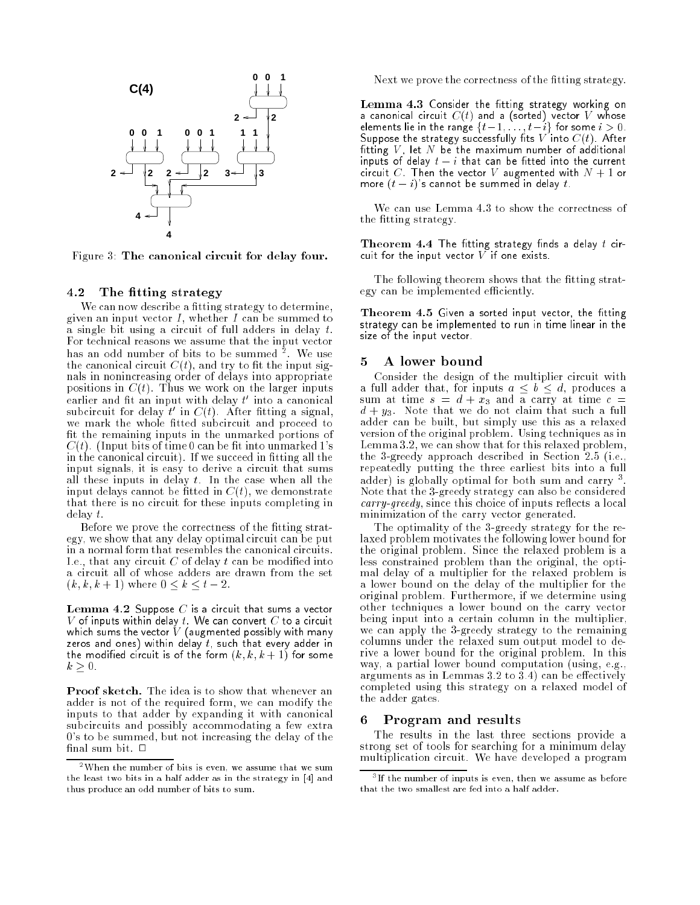Figure 3: **The canonical circuit for delay four.**

### 4.2 The fitting strategy

We can now describe a fitting strategy to determine, given an input vector $I$, whether $I$ can be summed to a single bit using a circuit of full adders in delay $t$. For technical reasons we assume that the input vector has an odd number of bits to be summed [2]. We use the canonical circuit $C(t)$, and try to fit the input signals in nonincreasing order of delays into appropriate positions in $C(t)$. Thus we work on the larger inputs earlier and fit an input with delay $t'$ into a canonical subcircuit for delay $t'$ in $C(t)$. After fitting a signal, we mark the whole fitted subcircuit and proceed to fit the remaining inputs in the unmarked portions of $C(t)$. (Input bits of time 0 can be fit into unmarked 1's in the canonical circuit). If we succeed in fitting all the input signals, it is easy to derive a circuit that sums all these inputs in delay $t$. In the case when all the input delays cannot be fitted in $C(t)$, we demonstrate that there is no circuit for these inputs completing in delay $t$.

Before we prove the correctness of the fitting strategy, we show that any delay optimal circuit can be put in a normal form that resembles the canonical circuits. I.e., that any circuit $C$ of delay $t$ can be modified into a circuit all of whose adders are drawn from the set $(k, k, k+1)$ where $0 \leq k \leq t-2$.

**Lemma 4.2** Suppose $C$ is a circuit that sums a vector $V$ of inputs within delay $t$. We can convert $C$ to a circuit which sums the vector $V$ (augmented possibly with many zeros and ones) within delay $t$, such that every adder in the modified circuit is of the form $(k, k, k+1)$ for some $k \geq 0$.

**Proof sketch.** The idea is to show that whenever an adder is not of the required form, we can modify the inputs to that adder by expanding it with canonical subcircuits and possibly accommodating a few extra 0's to be summed, but not increasing the delay of the final sum bit. $\Box$

[2] When the number of bits is even, we assume that we sum the least two bits in a half adder as in the strategy in [4] and thus produce an odd number of bits to sum.

Next we prove the correctness of the fitting strategy.

**Lemma 4.3** Consider the fitting strategy working on a canonical circuit $C(t)$ and a (sorted) vector $V$ whose elements lie in the range $\{t-1, \ldots, t-i\}$ for some $i > 0$. Suppose the strategy successfully fits $V$ into $C(t)$. After fitting $V$, let $N$ be the maximum number of additional inputs of delay $t-i$ that can be fitted into the current circuit $C$. Then the vector $V$ augmented with $N+1$ or more $(t-i)$'s cannot be summed in delay $t$.

We can use Lemma 4.3 to show the correctness of the fitting strategy.

**Theorem 4.4** The fitting strategy finds a delay $t$ circuit for the input vector $V$ if one exists.

The following theorem shows that the fitting strategy can be implemented efficiently.

**Theorem 4.5** Given a sorted input vector, the fitting strategy can be implemented to run in time linear in the size of the input vector.

## 5 A lower bound

Consider the design of the multiplier circuit with a full adder that, for inputs $a \leq b \leq d$, produces a sum at time $s = d + x_3$ and a carry at time $c = d + y_3$. Note that we do not claim that such a full adder can be built, but simply use this as a relaxed version of the original problem. Using techniques as in Lemma 3.2, we can show that for this relaxed problem, the 3-greedy approach described in Section 2.5 (i.e., repeatedly putting the three earliest bits into a full adder) is globally optimal for both sum and carry [3]. Note that the 3-greedy strategy can also be considered *carry-greedy*, since this choice of inputs reflects a local minimization of the carry vector generated.

The optimality of the 3-greedy strategy for the relaxed problem motivates the following lower bound for the original problem. Since the relaxed problem is a less constrained problem than the original, the optimal delay of a multiplier for the relaxed problem is a lower bound on the delay of the multiplier for the original problem. Furthermore, if we determine using other techniques a lower bound on the carry vector being input into a certain column in the multiplier, we can apply the 3-greedy strategy to the remaining columns under the relaxed sum output model to derive a lower bound for the original problem. In this way, a partial lower bound computation (using, e.g., arguments as in Lemmas 3.2 to 3.4) can be effectively completed using this strategy on a relaxed model of the adder gates.

## 6 Program and results

The results in the last three sections provide a strong set of tools for searching for a minimum delay multiplication circuit. We have developed a program

[3] If the number of inputs is even, then we assume as before that the two smallest are fed into a half adder.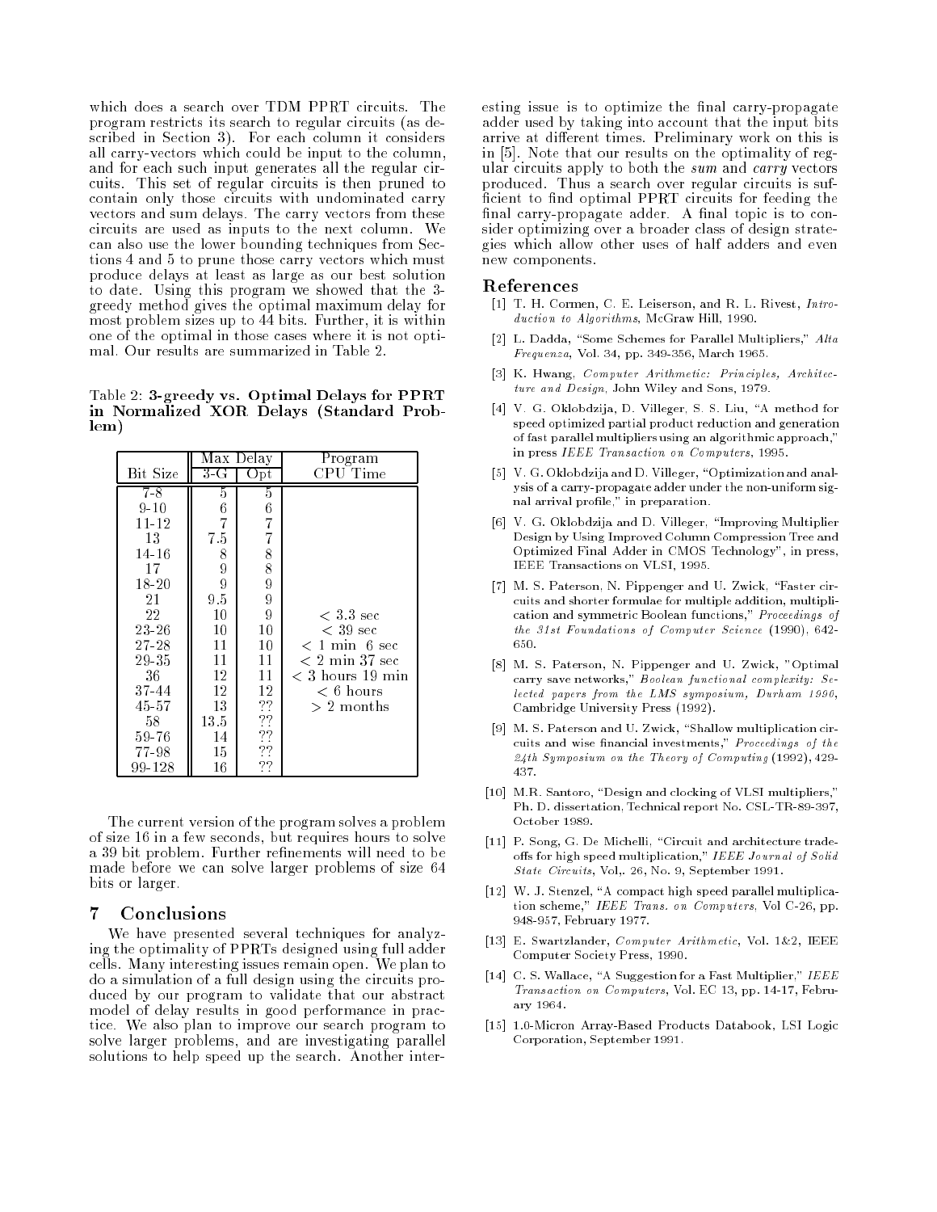which does a search over TDM PPRT circuits. The program restricts its search to regular circuits (as described in Section 3). For each column it considers all carry-vectors which could be input to the column, and for each such input generates all the regular circuits. This set of regular circuits is then pruned to contain only those circuits with undominated carry vectors and sum delays. The carry vectors from these circuits are used as inputs to the next column. We can also use the lower bounding techniques from Sections 4 and 5 to prune those carry vectors which must produce delays at least as large as our best solution to date. Using this program we showed that the 3-greedy method gives the optimal maximum delay for most problem sizes up to 44 bits. Further, it is within one of the optimal in those cases where it is not optimal. Our results are summarized in Table 2.

Table 2: **3-greedy vs. Optimal Delays for PPRT in Normalized XOR Delays (Standard Problem)**

| | Max Delay | | Program |
|---|---|---|---|
| Bit Size | 3-G | Opt | CPU Time |
| 7-8 | 5 | 5 | |
| 9-10 | 6 | 6 | |
| 11-12 | 7 | 7 | |
| 13 | 7.5 | 7 | |
| 14-16 | 8 | 8 | |
| 17 | 9 | 8 | |
| 18-20 | 9 | 9 | |
| 21 | 9.5 | 9 | |
| 22 | 10 | 9 | < 3.3 sec |
| 23-26 | 10 | 10 | < 39 sec |
| 27-28 | 11 | 10 | < 1 min 6 sec |
| 29-35 | 11 | 11 | < 2 min 37 sec |
| 36 | 12 | 11 | < 3 hours 19 min |
| 37-44 | 12 | 12 | < 6 hours |
| 45-57 | 13 | ?? | > 2 months |
| 58 | 13.5 | ?? | |
| 59-76 | 14 | ?? | |
| 77-98 | 15 | ?? | |
| 99-128 | 16 | ?? | |

The current version of the program solves a problem of size 16 in a few seconds, but requires hours to solve a 39 bit problem. Further refinements will need to be made before we can solve larger problems of size 64 bits or larger.

## 7 Conclusions

We have presented several techniques for analyzing the optimality of PPRTs designed using full adder cells. Many interesting issues remain open. We plan to do a simulation of a full design using the circuits produced by our program to validate that our abstract model of delay results in good performance in practice. We also plan to improve our search program to solve larger problems, and are investigating parallel solutions to help speed up the search. Another interesting issue is to optimize the final carry-propagate adder used by taking into account that the input bits arrive at different times. Preliminary work on this is in [5]. Note that our results on the optimality of regular circuits apply to both the *sum* and *carry* vectors produced. Thus a search over regular circuits is sufficient to find optimal PPRT circuits for feeding the final carry-propagate adder. A final topic is to consider optimizing over a broader class of design strategies which allow other uses of half adders and even new components.

## References

[1] T. H. Cormen, C. E. Leiserson, and R. L. Rivest, *Introduction to Algorithms*, McGraw Hill, 1990.

[2] L. Dadda, "Some Schemes for Parallel Multipliers," *Alta Frequenza*, Vol. 34, pp. 349-356, March 1965.

[3] K. Hwang, *Computer Arithmetic: Principles, Architecture and Design*, John Wiley and Sons, 1979.

[4] V. G. Oklobdzija, D. Villeger, S. S. Liu, "A method for speed optimized partial product reduction and generation of fast parallel multipliers using an algorithmic approach," in press *IEEE Transaction on Computers*, 1995.

[5] V. G. Oklobdzija and D. Villeger, "Optimization and analysis of a carry-propagate adder under the non-uniform signal arrival profile," in preparation.

[6] V. G. Oklobdzija and D. Villeger, "Improving Multiplier Design by Using Improved Column Compression Tree and Optimized Final Adder in CMOS Technology", in press, IEEE Transactions on VLSI, 1995.

[7] M. S. Paterson, N. Pippenger and U. Zwick, "Faster circuits and shorter formulae for multiple addition, multiplication and symmetric Boolean functions," *Proceedings of the 31st Foundations of Computer Science* (1990), 642-650.

[8] M. S. Paterson, N. Pippenger and U. Zwick, "Optimal carry save networks," *Boolean functional complexity: Selected papers from the LMS symposium, Durham 1990*, Cambridge University Press (1992).

[9] M. S. Paterson and U. Zwick, "Shallow multiplication circuits and wise financial investments," *Proceedings of the 24th Symposium on the Theory of Computing* (1992), 429-437.

[10] M.R. Santoro, "Design and clocking of VLSI multipliers," Ph. D. dissertation, Technical report No. CSL-TR-89-397, October 1989.

[11] P. Song, G. De Michelli, "Circuit and architecture tradeoffs for high speed multiplication," *IEEE Journal of Solid State Circuits*, Vol,. 26, No. 9, September 1991.

[12] W. J. Stenzel, "A compact high speed parallel multiplication scheme," *IEEE Trans. on Computers*, Vol C-26, pp. 948-957, February 1977.

[13] E. Swartzlander, *Computer Arithmetic*, Vol. 1&2, IEEE Computer Society Press, 1990.

[14] C. S. Wallace, "A Suggestion for a Fast Multiplier," *IEEE Transaction on Computers*, Vol. EC 13, pp. 14-17, February 1964.

[15] 1.0-Micron Array-Based Products Databook, LSI Logic Corporation, September 1991.